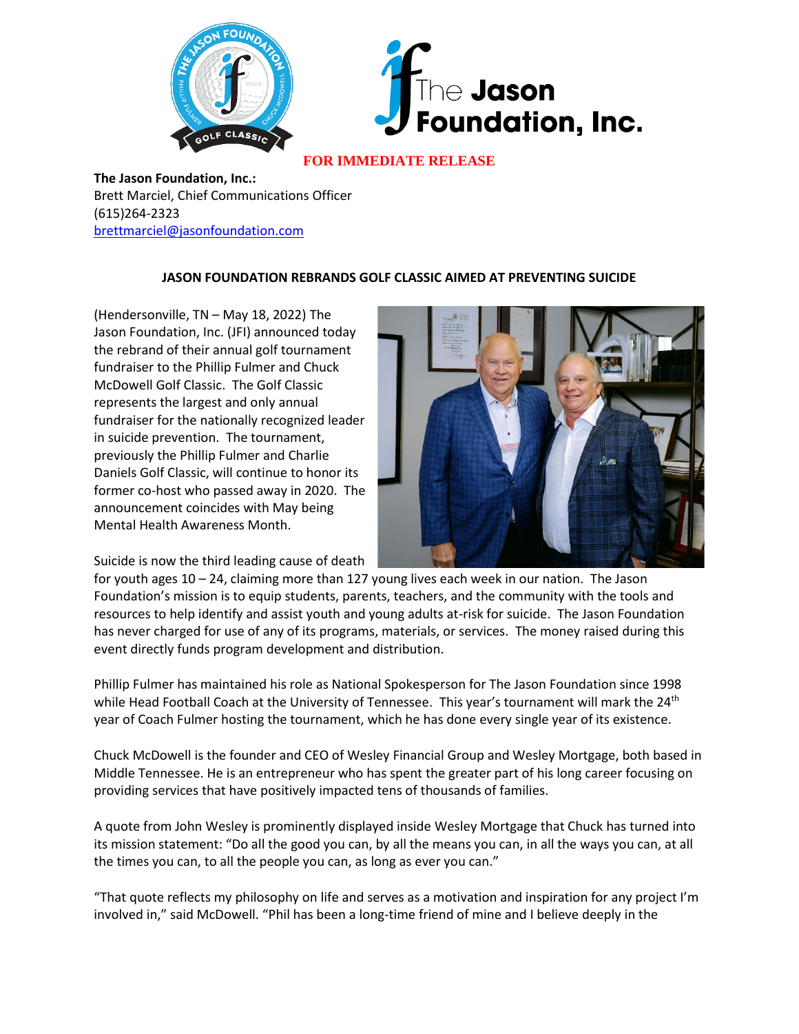**FOR IMMEDIATE RELEASE**

**The Jason Foundation, Inc.:**
Brett Marciel, Chief Communications Officer
(615)264-2323
brettmarciel@jasonfoundation.com

**JASON FOUNDATION REBRANDS GOLF CLASSIC AIMED AT PREVENTING SUICIDE**

(Hendersonville, TN – May 18, 2022) The Jason Foundation, Inc. (JFI) announced today the rebrand of their annual golf tournament fundraiser to the Phillip Fulmer and Chuck McDowell Golf Classic. The Golf Classic represents the largest and only annual fundraiser for the nationally recognized leader in suicide prevention. The tournament, previously the Phillip Fulmer and Charlie Daniels Golf Classic, will continue to honor its former co-host who passed away in 2020. The announcement coincides with May being Mental Health Awareness Month.

Suicide is now the third leading cause of death for youth ages 10 – 24, claiming more than 127 young lives each week in our nation. The Jason Foundation's mission is to equip students, parents, teachers, and the community with the tools and resources to help identify and assist youth and young adults at-risk for suicide. The Jason Foundation has never charged for use of any of its programs, materials, or services. The money raised during this event directly funds program development and distribution.

Phillip Fulmer has maintained his role as National Spokesperson for The Jason Foundation since 1998 while Head Football Coach at the University of Tennessee. This year's tournament will mark the 24th year of Coach Fulmer hosting the tournament, which he has done every single year of its existence.

Chuck McDowell is the founder and CEO of Wesley Financial Group and Wesley Mortgage, both based in Middle Tennessee. He is an entrepreneur who has spent the greater part of his long career focusing on providing services that have positively impacted tens of thousands of families.

A quote from John Wesley is prominently displayed inside Wesley Mortgage that Chuck has turned into its mission statement: "Do all the good you can, by all the means you can, in all the ways you can, at all the times you can, to all the people you can, as long as ever you can."

"That quote reflects my philosophy on life and serves as a motivation and inspiration for any project I'm involved in," said McDowell. "Phil has been a long-time friend of mine and I believe deeply in the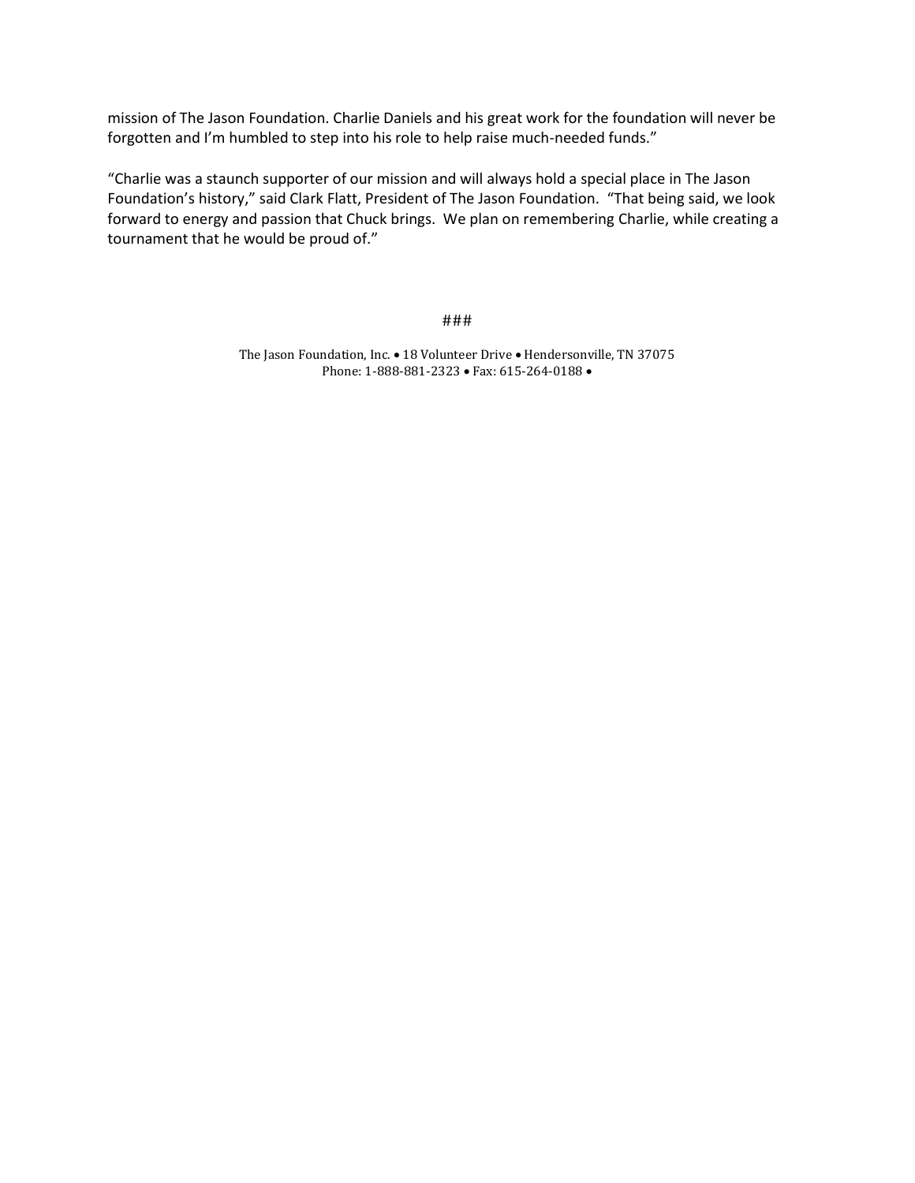mission of The Jason Foundation. Charlie Daniels and his great work for the foundation will never be forgotten and I'm humbled to step into his role to help raise much-needed funds."

"Charlie was a staunch supporter of our mission and will always hold a special place in The Jason Foundation's history," said Clark Flatt, President of The Jason Foundation. "That being said, we look forward to energy and passion that Chuck brings. We plan on remembering Charlie, while creating a tournament that he would be proud of."

###

The Jason Foundation, Inc. • 18 Volunteer Drive • Hendersonville, TN 37075
Phone: 1-888-881-2323 • Fax: 615-264-0188 •